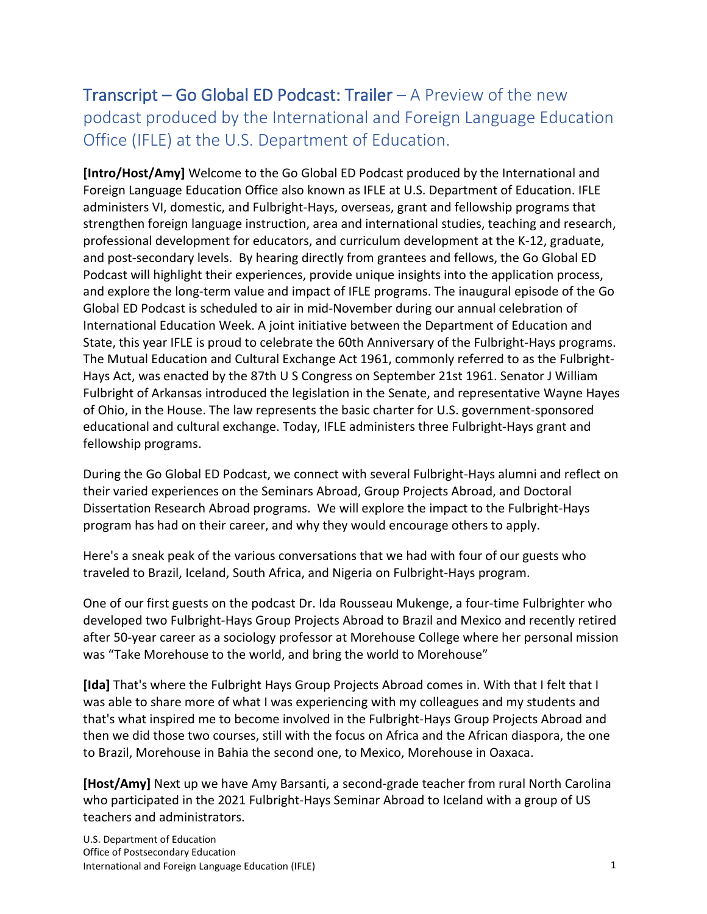# Transcript – Go Global ED Podcast: Trailer – A Preview of the new podcast produced by the International and Foreign Language Education Office (IFLE) at the U.S. Department of Education.

**[Intro/Host/Amy]** Welcome to the Go Global ED Podcast produced by the International and Foreign Language Education Office also known as IFLE at U.S. Department of Education. IFLE administers VI, domestic, and Fulbright-Hays, overseas, grant and fellowship programs that strengthen foreign language instruction, area and international studies, teaching and research, professional development for educators, and curriculum development at the K-12, graduate, and post-secondary levels. By hearing directly from grantees and fellows, the Go Global ED Podcast will highlight their experiences, provide unique insights into the application process, and explore the long-term value and impact of IFLE programs. The inaugural episode of the Go Global ED Podcast is scheduled to air in mid-November during our annual celebration of International Education Week. A joint initiative between the Department of Education and State, this year IFLE is proud to celebrate the 60th Anniversary of the Fulbright-Hays programs. The Mutual Education and Cultural Exchange Act 1961, commonly referred to as the Fulbright-Hays Act, was enacted by the 87th U S Congress on September 21st 1961. Senator J William Fulbright of Arkansas introduced the legislation in the Senate, and representative Wayne Hayes of Ohio, in the House. The law represents the basic charter for U.S. government-sponsored educational and cultural exchange. Today, IFLE administers three Fulbright-Hays grant and fellowship programs.

During the Go Global ED Podcast, we connect with several Fulbright-Hays alumni and reflect on their varied experiences on the Seminars Abroad, Group Projects Abroad, and Doctoral Dissertation Research Abroad programs. We will explore the impact to the Fulbright-Hays program has had on their career, and why they would encourage others to apply.

Here's a sneak peak of the various conversations that we had with four of our guests who traveled to Brazil, Iceland, South Africa, and Nigeria on Fulbright-Hays program.

One of our first guests on the podcast Dr. Ida Rousseau Mukenge, a four-time Fulbrighter who developed two Fulbright-Hays Group Projects Abroad to Brazil and Mexico and recently retired after 50-year career as a sociology professor at Morehouse College where her personal mission was "Take Morehouse to the world, and bring the world to Morehouse"

**[Ida]** That's where the Fulbright Hays Group Projects Abroad comes in. With that I felt that I was able to share more of what I was experiencing with my colleagues and my students and that's what inspired me to become involved in the Fulbright-Hays Group Projects Abroad and then we did those two courses, still with the focus on Africa and the African diaspora, the one to Brazil, Morehouse in Bahia the second one, to Mexico, Morehouse in Oaxaca.

**[Host/Amy]** Next up we have Amy Barsanti, a second-grade teacher from rural North Carolina who participated in the 2021 Fulbright-Hays Seminar Abroad to Iceland with a group of US teachers and administrators.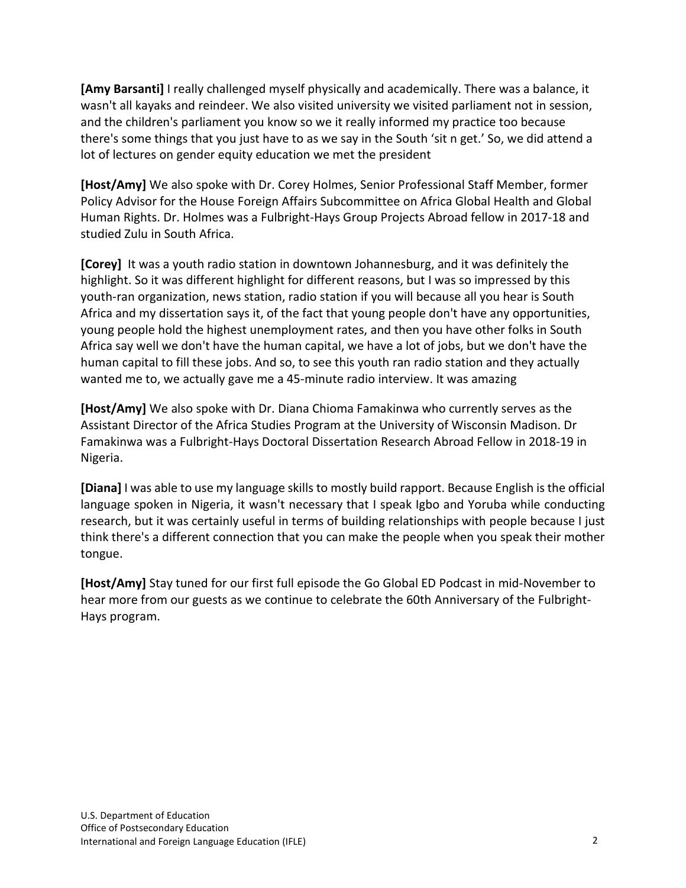**[Amy Barsanti]** I really challenged myself physically and academically. There was a balance, it wasn't all kayaks and reindeer. We also visited university we visited parliament not in session, and the children's parliament you know so we it really informed my practice too because there's some things that you just have to as we say in the South 'sit n get.' So, we did attend a lot of lectures on gender equity education we met the president

**[Host/Amy]** We also spoke with Dr. Corey Holmes, Senior Professional Staff Member, former Policy Advisor for the House Foreign Affairs Subcommittee on Africa Global Health and Global Human Rights. Dr. Holmes was a Fulbright-Hays Group Projects Abroad fellow in 2017-18 and studied Zulu in South Africa.

**[Corey]** It was a youth radio station in downtown Johannesburg, and it was definitely the highlight. So it was different highlight for different reasons, but I was so impressed by this youth-ran organization, news station, radio station if you will because all you hear is South Africa and my dissertation says it, of the fact that young people don't have any opportunities, young people hold the highest unemployment rates, and then you have other folks in South Africa say well we don't have the human capital, we have a lot of jobs, but we don't have the human capital to fill these jobs. And so, to see this youth ran radio station and they actually wanted me to, we actually gave me a 45-minute radio interview. It was amazing

**[Host/Amy]** We also spoke with Dr. Diana Chioma Famakinwa who currently serves as the Assistant Director of the Africa Studies Program at the University of Wisconsin Madison. Dr Famakinwa was a Fulbright-Hays Doctoral Dissertation Research Abroad Fellow in 2018-19 in Nigeria.

**[Diana]** I was able to use my language skills to mostly build rapport. Because English is the official language spoken in Nigeria, it wasn't necessary that I speak Igbo and Yoruba while conducting research, but it was certainly useful in terms of building relationships with people because I just think there's a different connection that you can make the people when you speak their mother tongue.

**[Host/Amy]** Stay tuned for our first full episode the Go Global ED Podcast in mid-November to hear more from our guests as we continue to celebrate the 60th Anniversary of the Fulbright-Hays program.

U.S. Department of Education
Office of Postsecondary Education
International and Foreign Language Education (IFLE)